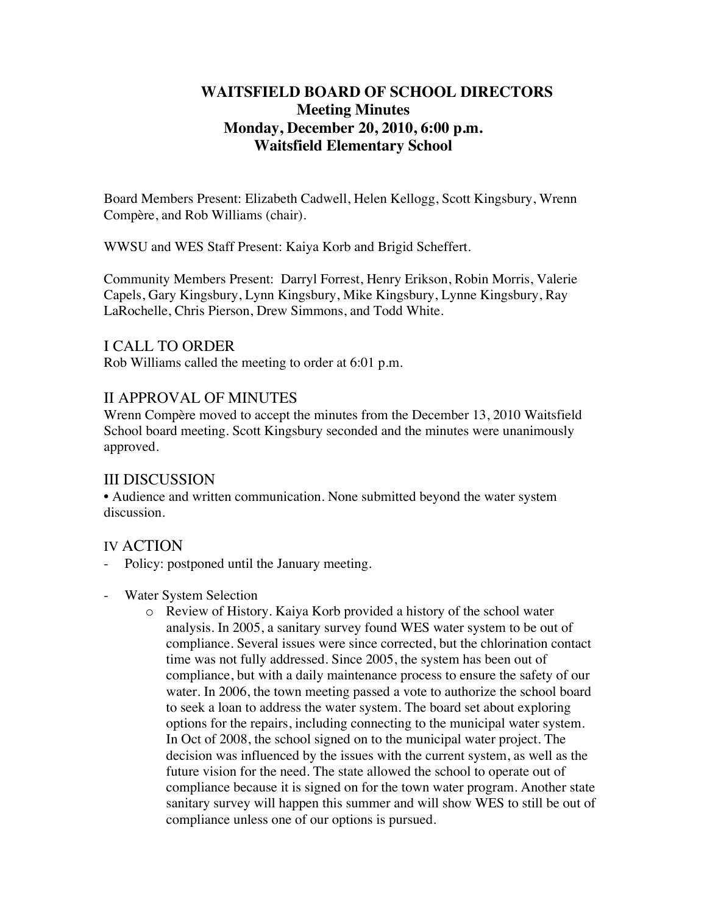# WAITSFIELD BOARD OF SCHOOL DIRECTORS
## Meeting Minutes
## Monday, December 20, 2010, 6:00 p.m.
## Waitsfield Elementary School

Board Members Present: Elizabeth Cadwell, Helen Kellogg, Scott Kingsbury, Wrenn Compère, and Rob Williams (chair).

WWSU and WES Staff Present: Kaiya Korb and Brigid Scheffert.

Community Members Present: Darryl Forrest, Henry Erikson, Robin Morris, Valerie Capels, Gary Kingsbury, Lynn Kingsbury, Mike Kingsbury, Lynne Kingsbury, Ray LaRochelle, Chris Pierson, Drew Simmons, and Todd White.

## I CALL TO ORDER

Rob Williams called the meeting to order at 6:01 p.m.

## II APPROVAL OF MINUTES

Wrenn Compère moved to accept the minutes from the December 13, 2010 Waitsfield School board meeting. Scott Kingsbury seconded and the minutes were unanimously approved.

## III DISCUSSION

• Audience and written communication. None submitted beyond the water system discussion.

## IV ACTION

- Policy: postponed until the January meeting.

- Water System Selection
    - Review of History. Kaiya Korb provided a history of the school water analysis. In 2005, a sanitary survey found WES water system to be out of compliance. Several issues were since corrected, but the chlorination contact time was not fully addressed. Since 2005, the system has been out of compliance, but with a daily maintenance process to ensure the safety of our water. In 2006, the town meeting passed a vote to authorize the school board to seek a loan to address the water system. The board set about exploring options for the repairs, including connecting to the municipal water system. In Oct of 2008, the school signed on to the municipal water project. The decision was influenced by the issues with the current system, as well as the future vision for the need. The state allowed the school to operate out of compliance because it is signed on for the town water program. Another state sanitary survey will happen this summer and will show WES to still be out of compliance unless one of our options is pursued.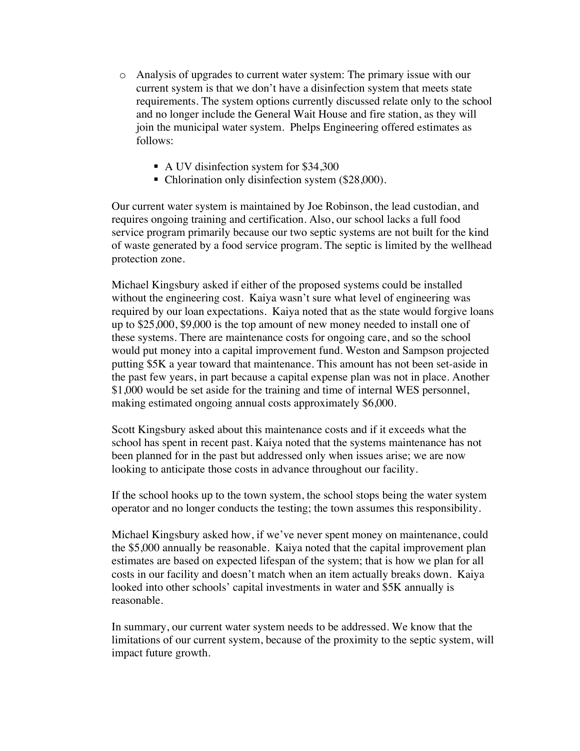- Analysis of upgrades to current water system: The primary issue with our current system is that we don't have a disinfection system that meets state requirements. The system options currently discussed relate only to the school and no longer include the General Wait House and fire station, as they will join the municipal water system. Phelps Engineering offered estimates as follows:
  - A UV disinfection system for $34,300
  - Chlorination only disinfection system ($28,000).

Our current water system is maintained by Joe Robinson, the lead custodian, and requires ongoing training and certification. Also, our school lacks a full food service program primarily because our two septic systems are not built for the kind of waste generated by a food service program. The septic is limited by the wellhead protection zone.

Michael Kingsbury asked if either of the proposed systems could be installed without the engineering cost. Kaiya wasn't sure what level of engineering was required by our loan expectations. Kaiya noted that as the state would forgive loans up to $25,000, $9,000 is the top amount of new money needed to install one of these systems. There are maintenance costs for ongoing care, and so the school would put money into a capital improvement fund. Weston and Sampson projected putting $5K a year toward that maintenance. This amount has not been set-aside in the past few years, in part because a capital expense plan was not in place. Another $1,000 would be set aside for the training and time of internal WES personnel, making estimated ongoing annual costs approximately $6,000.

Scott Kingsbury asked about this maintenance costs and if it exceeds what the school has spent in recent past. Kaiya noted that the systems maintenance has not been planned for in the past but addressed only when issues arise; we are now looking to anticipate those costs in advance throughout our facility.

If the school hooks up to the town system, the school stops being the water system operator and no longer conducts the testing; the town assumes this responsibility.

Michael Kingsbury asked how, if we've never spent money on maintenance, could the $5,000 annually be reasonable. Kaiya noted that the capital improvement plan estimates are based on expected lifespan of the system; that is how we plan for all costs in our facility and doesn't match when an item actually breaks down. Kaiya looked into other schools' capital investments in water and $5K annually is reasonable.

In summary, our current water system needs to be addressed. We know that the limitations of our current system, because of the proximity to the septic system, will impact future growth.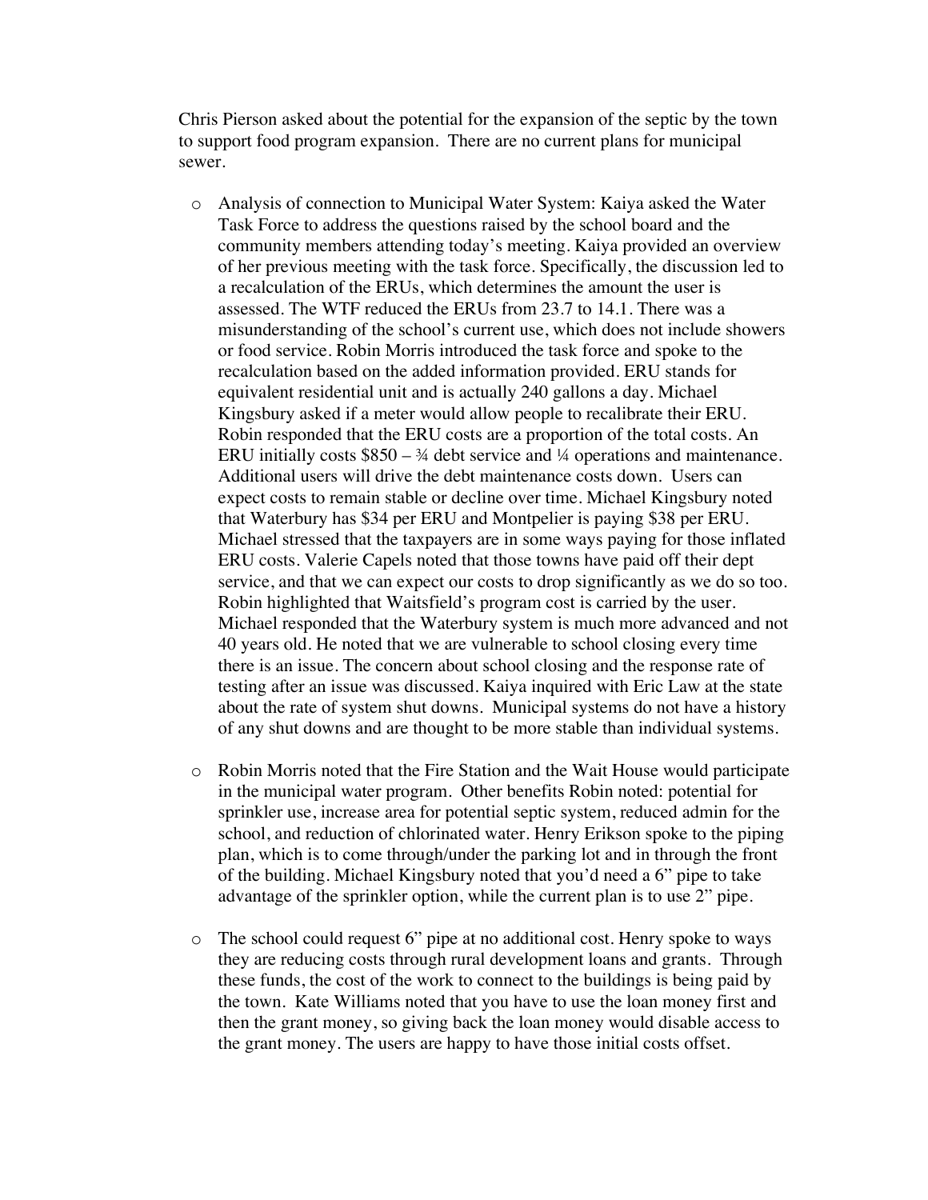Chris Pierson asked about the potential for the expansion of the septic by the town to support food program expansion. There are no current plans for municipal sewer.

- Analysis of connection to Municipal Water System: Kaiya asked the Water Task Force to address the questions raised by the school board and the community members attending today's meeting. Kaiya provided an overview of her previous meeting with the task force. Specifically, the discussion led to a recalculation of the ERUs, which determines the amount the user is assessed. The WTF reduced the ERUs from 23.7 to 14.1. There was a misunderstanding of the school's current use, which does not include showers or food service. Robin Morris introduced the task force and spoke to the recalculation based on the added information provided. ERU stands for equivalent residential unit and is actually 240 gallons a day. Michael Kingsbury asked if a meter would allow people to recalibrate their ERU. Robin responded that the ERU costs are a proportion of the total costs. An ERU initially costs $850 – ¾ debt service and ¼ operations and maintenance. Additional users will drive the debt maintenance costs down. Users can expect costs to remain stable or decline over time. Michael Kingsbury noted that Waterbury has $34 per ERU and Montpelier is paying $38 per ERU. Michael stressed that the taxpayers are in some ways paying for those inflated ERU costs. Valerie Capels noted that those towns have paid off their dept service, and that we can expect our costs to drop significantly as we do so too. Robin highlighted that Waitsfield's program cost is carried by the user. Michael responded that the Waterbury system is much more advanced and not 40 years old. He noted that we are vulnerable to school closing every time there is an issue. The concern about school closing and the response rate of testing after an issue was discussed. Kaiya inquired with Eric Law at the state about the rate of system shut downs. Municipal systems do not have a history of any shut downs and are thought to be more stable than individual systems.

- Robin Morris noted that the Fire Station and the Wait House would participate in the municipal water program. Other benefits Robin noted: potential for sprinkler use, increase area for potential septic system, reduced admin for the school, and reduction of chlorinated water. Henry Erikson spoke to the piping plan, which is to come through/under the parking lot and in through the front of the building. Michael Kingsbury noted that you'd need a 6" pipe to take advantage of the sprinkler option, while the current plan is to use 2" pipe.

- The school could request 6" pipe at no additional cost. Henry spoke to ways they are reducing costs through rural development loans and grants. Through these funds, the cost of the work to connect to the buildings is being paid by the town. Kate Williams noted that you have to use the loan money first and then the grant money, so giving back the loan money would disable access to the grant money. The users are happy to have those initial costs offset.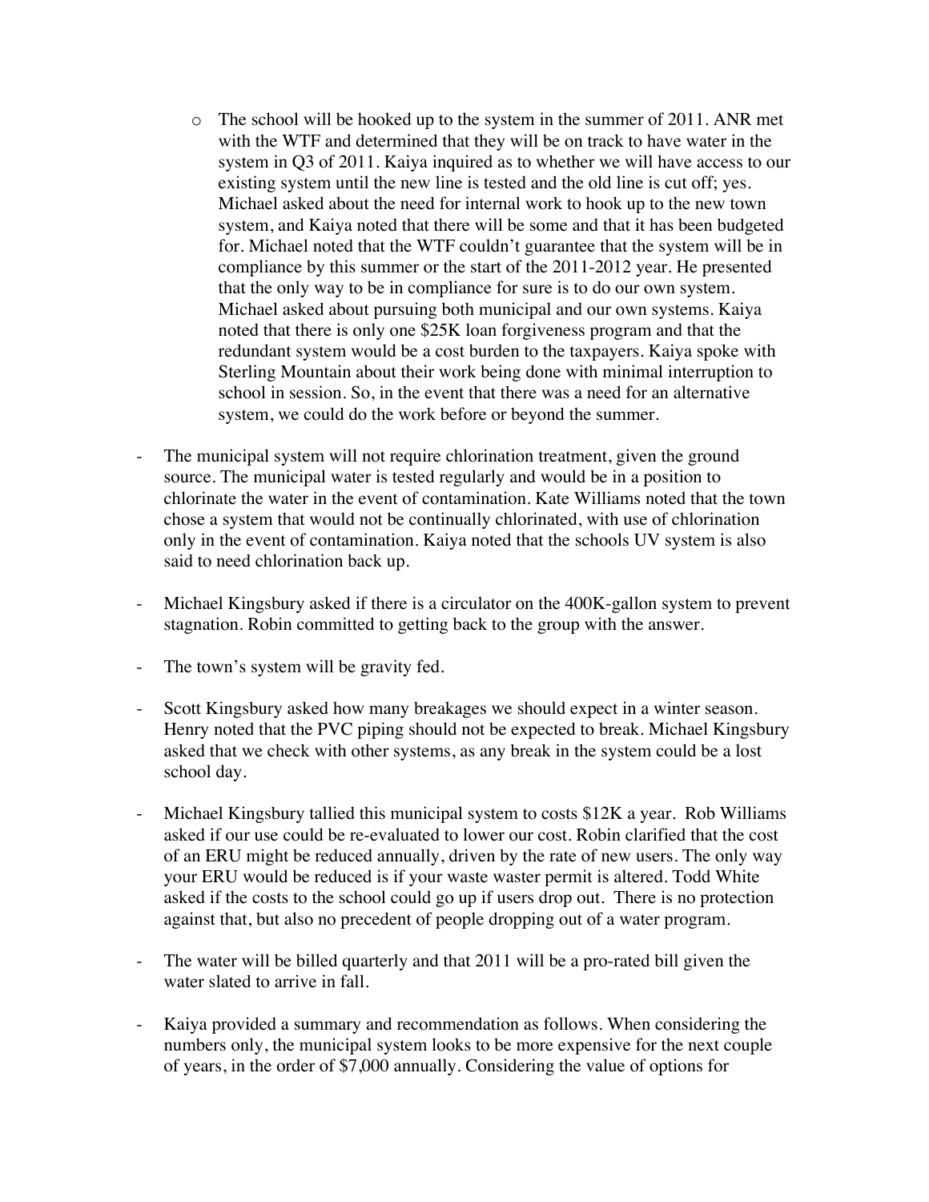- The school will be hooked up to the system in the summer of 2011. ANR met with the WTF and determined that they will be on track to have water in the system in Q3 of 2011. Kaiya inquired as to whether we will have access to our existing system until the new line is tested and the old line is cut off; yes. Michael asked about the need for internal work to hook up to the new town system, and Kaiya noted that there will be some and that it has been budgeted for. Michael noted that the WTF couldn't guarantee that the system will be in compliance by this summer or the start of the 2011-2012 year. He presented that the only way to be in compliance for sure is to do our own system. Michael asked about pursuing both municipal and our own systems. Kaiya noted that there is only one $25K loan forgiveness program and that the redundant system would be a cost burden to the taxpayers. Kaiya spoke with Sterling Mountain about their work being done with minimal interruption to school in session. So, in the event that there was a need for an alternative system, we could do the work before or beyond the summer.

- The municipal system will not require chlorination treatment, given the ground source. The municipal water is tested regularly and would be in a position to chlorinate the water in the event of contamination. Kate Williams noted that the town chose a system that would not be continually chlorinated, with use of chlorination only in the event of contamination. Kaiya noted that the schools UV system is also said to need chlorination back up.

- Michael Kingsbury asked if there is a circulator on the 400K-gallon system to prevent stagnation. Robin committed to getting back to the group with the answer.

- The town's system will be gravity fed.

- Scott Kingsbury asked how many breakages we should expect in a winter season. Henry noted that the PVC piping should not be expected to break. Michael Kingsbury asked that we check with other systems, as any break in the system could be a lost school day.

- Michael Kingsbury tallied this municipal system to costs $12K a year. Rob Williams asked if our use could be re-evaluated to lower our cost. Robin clarified that the cost of an ERU might be reduced annually, driven by the rate of new users. The only way your ERU would be reduced is if your waste waster permit is altered. Todd White asked if the costs to the school could go up if users drop out. There is no protection against that, but also no precedent of people dropping out of a water program.

- The water will be billed quarterly and that 2011 will be a pro-rated bill given the water slated to arrive in fall.

- Kaiya provided a summary and recommendation as follows. When considering the numbers only, the municipal system looks to be more expensive for the next couple of years, in the order of $7,000 annually. Considering the value of options for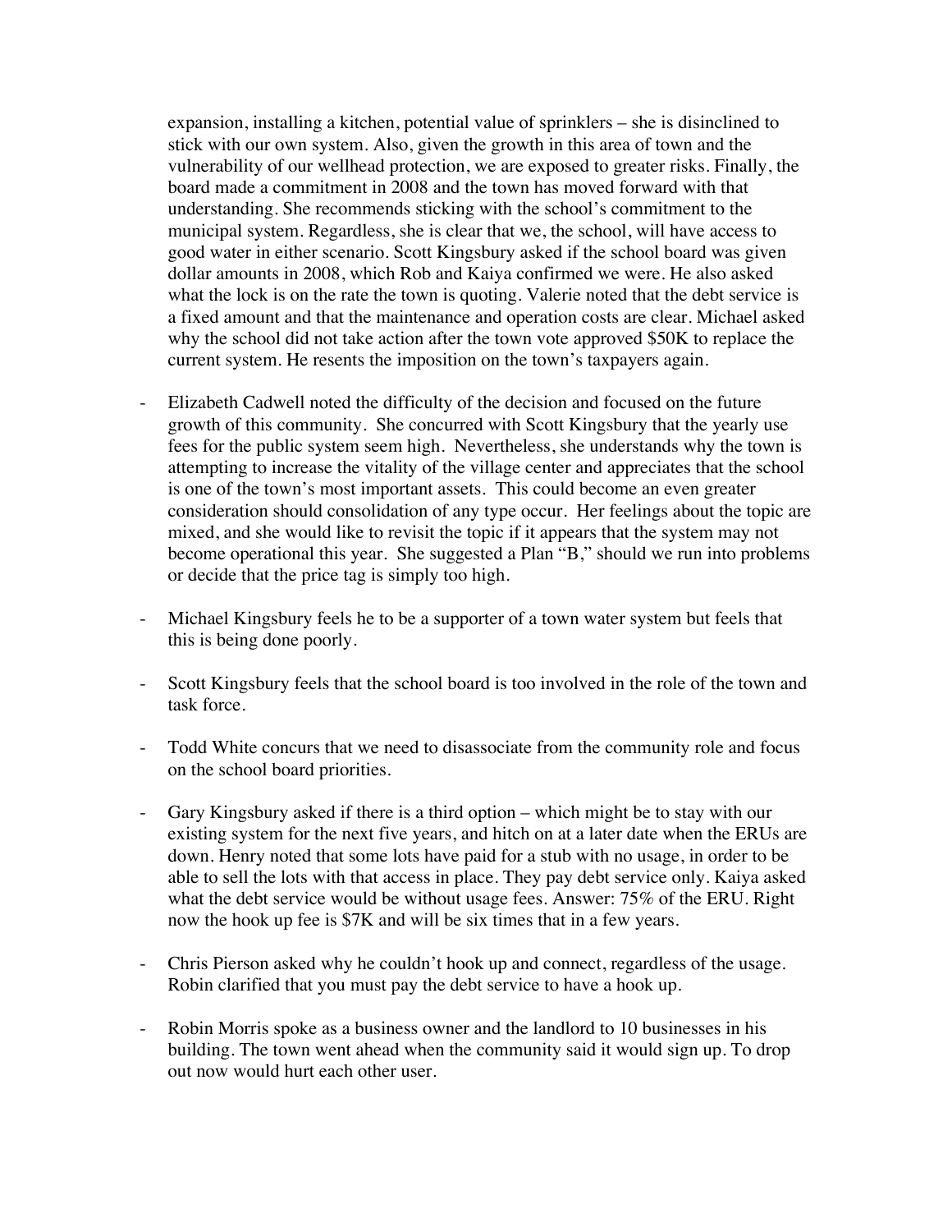expansion, installing a kitchen, potential value of sprinklers – she is disinclined to stick with our own system. Also, given the growth in this area of town and the vulnerability of our wellhead protection, we are exposed to greater risks. Finally, the board made a commitment in 2008 and the town has moved forward with that understanding. She recommends sticking with the school's commitment to the municipal system. Regardless, she is clear that we, the school, will have access to good water in either scenario. Scott Kingsbury asked if the school board was given dollar amounts in 2008, which Rob and Kaiya confirmed we were. He also asked what the lock is on the rate the town is quoting. Valerie noted that the debt service is a fixed amount and that the maintenance and operation costs are clear. Michael asked why the school did not take action after the town vote approved $50K to replace the current system. He resents the imposition on the town's taxpayers again.

- Elizabeth Cadwell noted the difficulty of the decision and focused on the future growth of this community. She concurred with Scott Kingsbury that the yearly use fees for the public system seem high. Nevertheless, she understands why the town is attempting to increase the vitality of the village center and appreciates that the school is one of the town's most important assets. This could become an even greater consideration should consolidation of any type occur. Her feelings about the topic are mixed, and she would like to revisit the topic if it appears that the system may not become operational this year. She suggested a Plan "B," should we run into problems or decide that the price tag is simply too high.

- Michael Kingsbury feels he to be a supporter of a town water system but feels that this is being done poorly.

- Scott Kingsbury feels that the school board is too involved in the role of the town and task force.

- Todd White concurs that we need to disassociate from the community role and focus on the school board priorities.

- Gary Kingsbury asked if there is a third option – which might be to stay with our existing system for the next five years, and hitch on at a later date when the ERUs are down. Henry noted that some lots have paid for a stub with no usage, in order to be able to sell the lots with that access in place. They pay debt service only. Kaiya asked what the debt service would be without usage fees. Answer: 75% of the ERU. Right now the hook up fee is $7K and will be six times that in a few years.

- Chris Pierson asked why he couldn't hook up and connect, regardless of the usage. Robin clarified that you must pay the debt service to have a hook up.

- Robin Morris spoke as a business owner and the landlord to 10 businesses in his building. The town went ahead when the community said it would sign up. To drop out now would hurt each other user.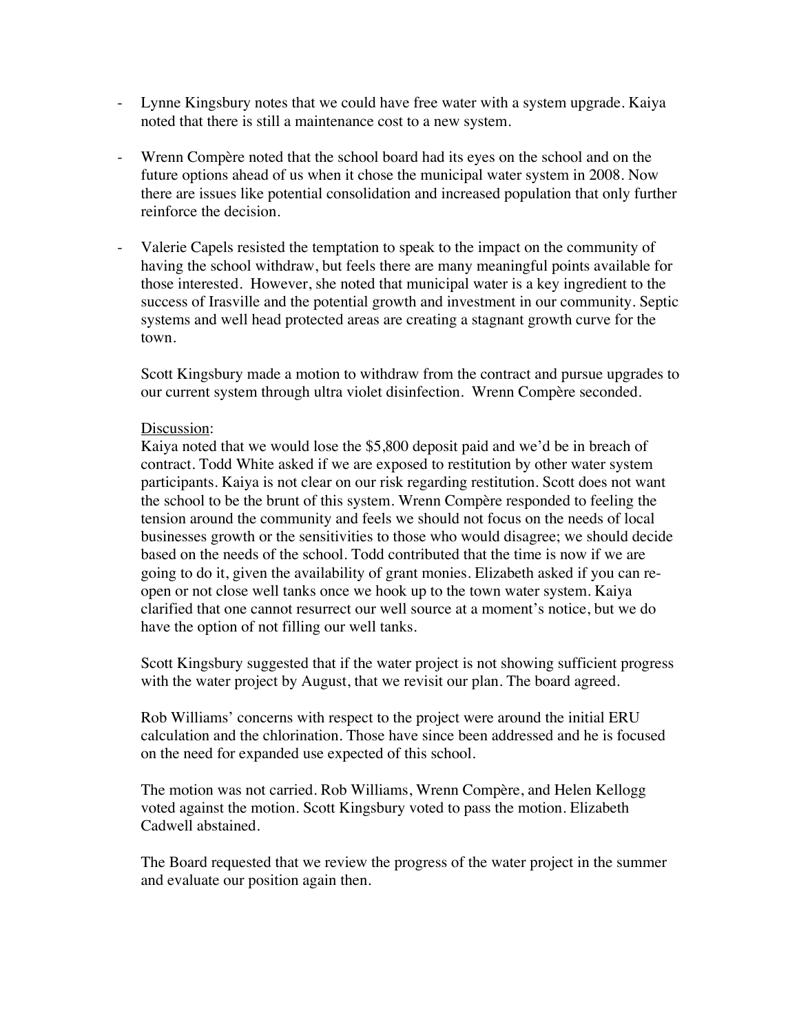- Lynne Kingsbury notes that we could have free water with a system upgrade. Kaiya noted that there is still a maintenance cost to a new system.

- Wrenn Compère noted that the school board had its eyes on the school and on the future options ahead of us when it chose the municipal water system in 2008. Now there are issues like potential consolidation and increased population that only further reinforce the decision.

- Valerie Capels resisted the temptation to speak to the impact on the community of having the school withdraw, but feels there are many meaningful points available for those interested. However, she noted that municipal water is a key ingredient to the success of Irasville and the potential growth and investment in our community. Septic systems and well head protected areas are creating a stagnant growth curve for the town.

Scott Kingsbury made a motion to withdraw from the contract and pursue upgrades to our current system through ultra violet disinfection. Wrenn Compère seconded.

<u>Discussion</u>:
Kaiya noted that we would lose the $5,800 deposit paid and we'd be in breach of contract. Todd White asked if we are exposed to restitution by other water system participants. Kaiya is not clear on our risk regarding restitution. Scott does not want the school to be the brunt of this system. Wrenn Compère responded to feeling the tension around the community and feels we should not focus on the needs of local businesses growth or the sensitivities to those who would disagree; we should decide based on the needs of the school. Todd contributed that the time is now if we are going to do it, given the availability of grant monies. Elizabeth asked if you can re-open or not close well tanks once we hook up to the town water system. Kaiya clarified that one cannot resurrect our well source at a moment's notice, but we do have the option of not filling our well tanks.

Scott Kingsbury suggested that if the water project is not showing sufficient progress with the water project by August, that we revisit our plan. The board agreed.

Rob Williams' concerns with respect to the project were around the initial ERU calculation and the chlorination. Those have since been addressed and he is focused on the need for expanded use expected of this school.

The motion was not carried. Rob Williams, Wrenn Compère, and Helen Kellogg voted against the motion. Scott Kingsbury voted to pass the motion. Elizabeth Cadwell abstained.

The Board requested that we review the progress of the water project in the summer and evaluate our position again then.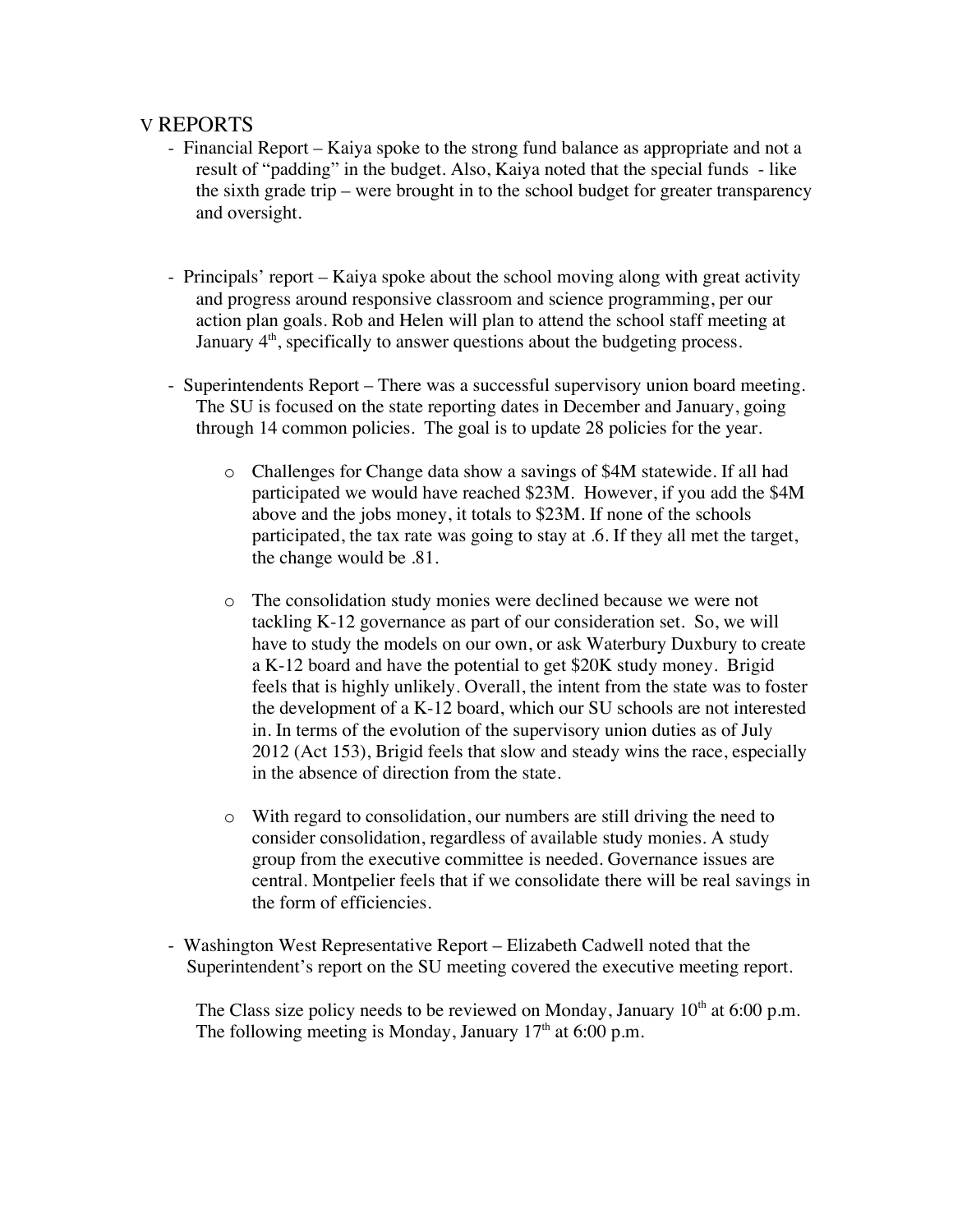## V REPORTS

- Financial Report – Kaiya spoke to the strong fund balance as appropriate and not a result of "padding" in the budget. Also, Kaiya noted that the special funds - like the sixth grade trip – were brought in to the school budget for greater transparency and oversight.

- Principals' report – Kaiya spoke about the school moving along with great activity and progress around responsive classroom and science programming, per our action plan goals. Rob and Helen will plan to attend the school staff meeting at January 4th, specifically to answer questions about the budgeting process.

- Superintendents Report – There was a successful supervisory union board meeting. The SU is focused on the state reporting dates in December and January, going through 14 common policies. The goal is to update 28 policies for the year.

  - Challenges for Change data show a savings of $4M statewide. If all had participated we would have reached $23M. However, if you add the $4M above and the jobs money, it totals to $23M. If none of the schools participated, the tax rate was going to stay at .6. If they all met the target, the change would be .81.

  - The consolidation study monies were declined because we were not tackling K-12 governance as part of our consideration set. So, we will have to study the models on our own, or ask Waterbury Duxbury to create a K-12 board and have the potential to get $20K study money. Brigid feels that is highly unlikely. Overall, the intent from the state was to foster the development of a K-12 board, which our SU schools are not interested in. In terms of the evolution of the supervisory union duties as of July 2012 (Act 153), Brigid feels that slow and steady wins the race, especially in the absence of direction from the state.

  - With regard to consolidation, our numbers are still driving the need to consider consolidation, regardless of available study monies. A study group from the executive committee is needed. Governance issues are central. Montpelier feels that if we consolidate there will be real savings in the form of efficiencies.

- Washington West Representative Report – Elizabeth Cadwell noted that the Superintendent's report on the SU meeting covered the executive meeting report.

The Class size policy needs to be reviewed on Monday, January 10th at 6:00 p.m. The following meeting is Monday, January 17th at 6:00 p.m.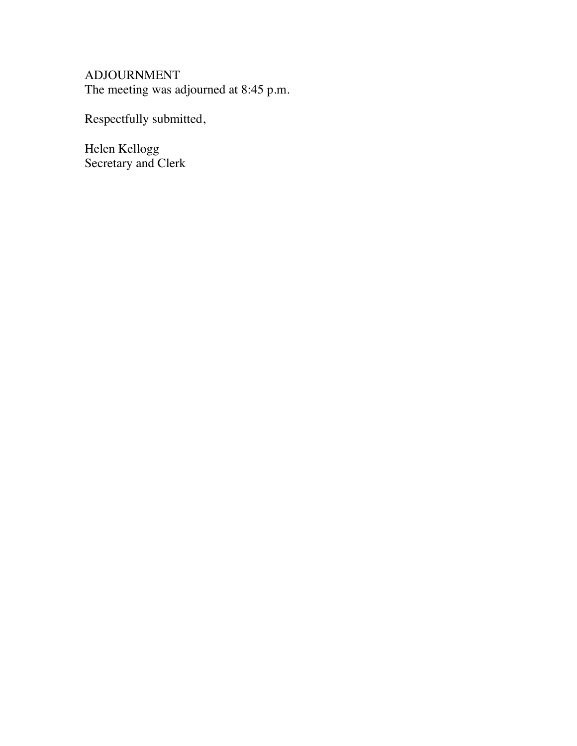ADJOURNMENT
The meeting was adjourned at 8:45 p.m.

Respectfully submitted,

Helen Kellogg
Secretary and Clerk